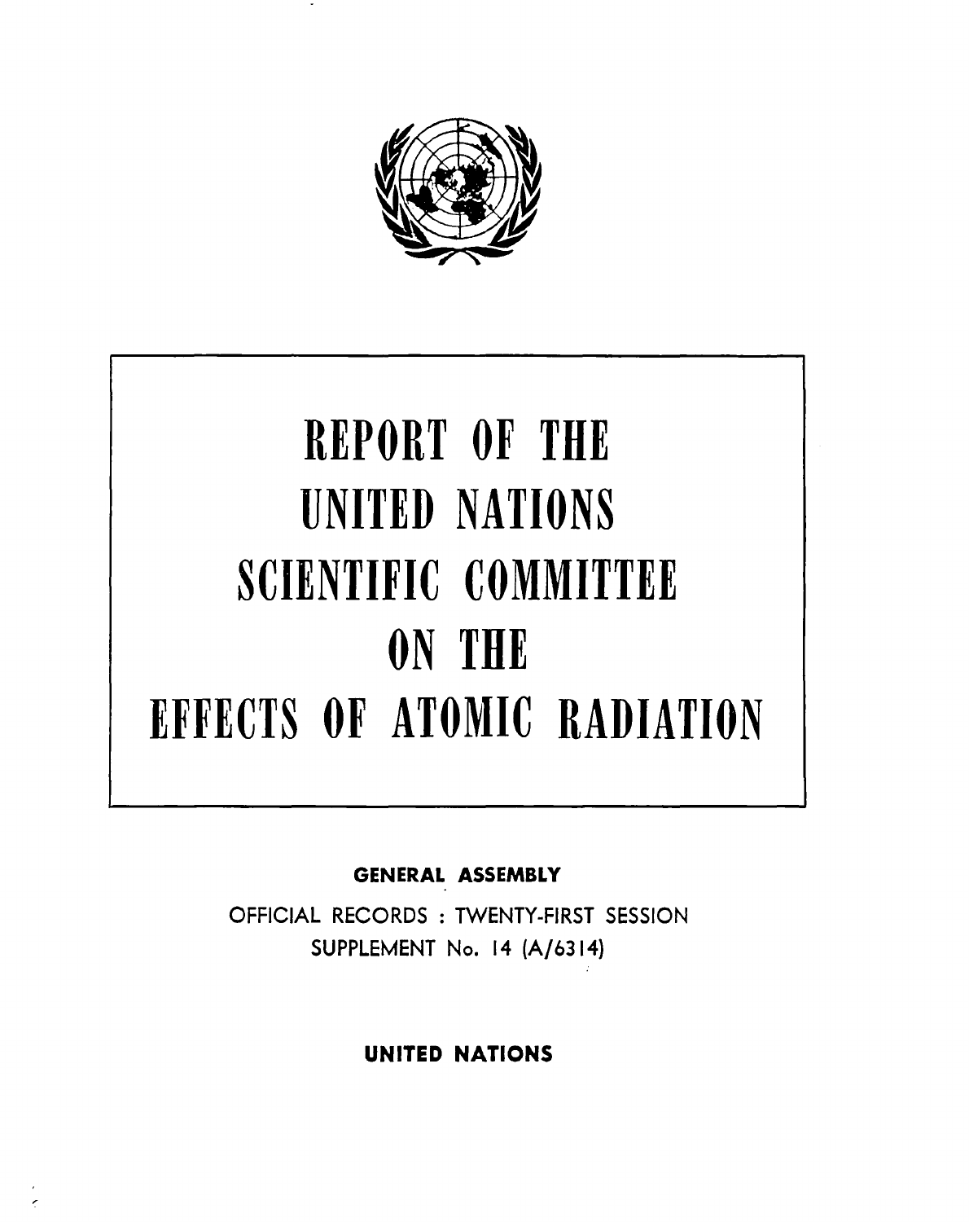# REPORT OF THE UNITED NATIONS SCIENTIFIC COMMITTEE ON THE EFFECTS OF ATOMIC RADIATION

**GENERAL ASSEMBLY**

OFFICIAL RECORDS : TWENTY-FIRST SESSION

SUPPLEMENT No. 14 (A/6314)

**UNITED NATIONS**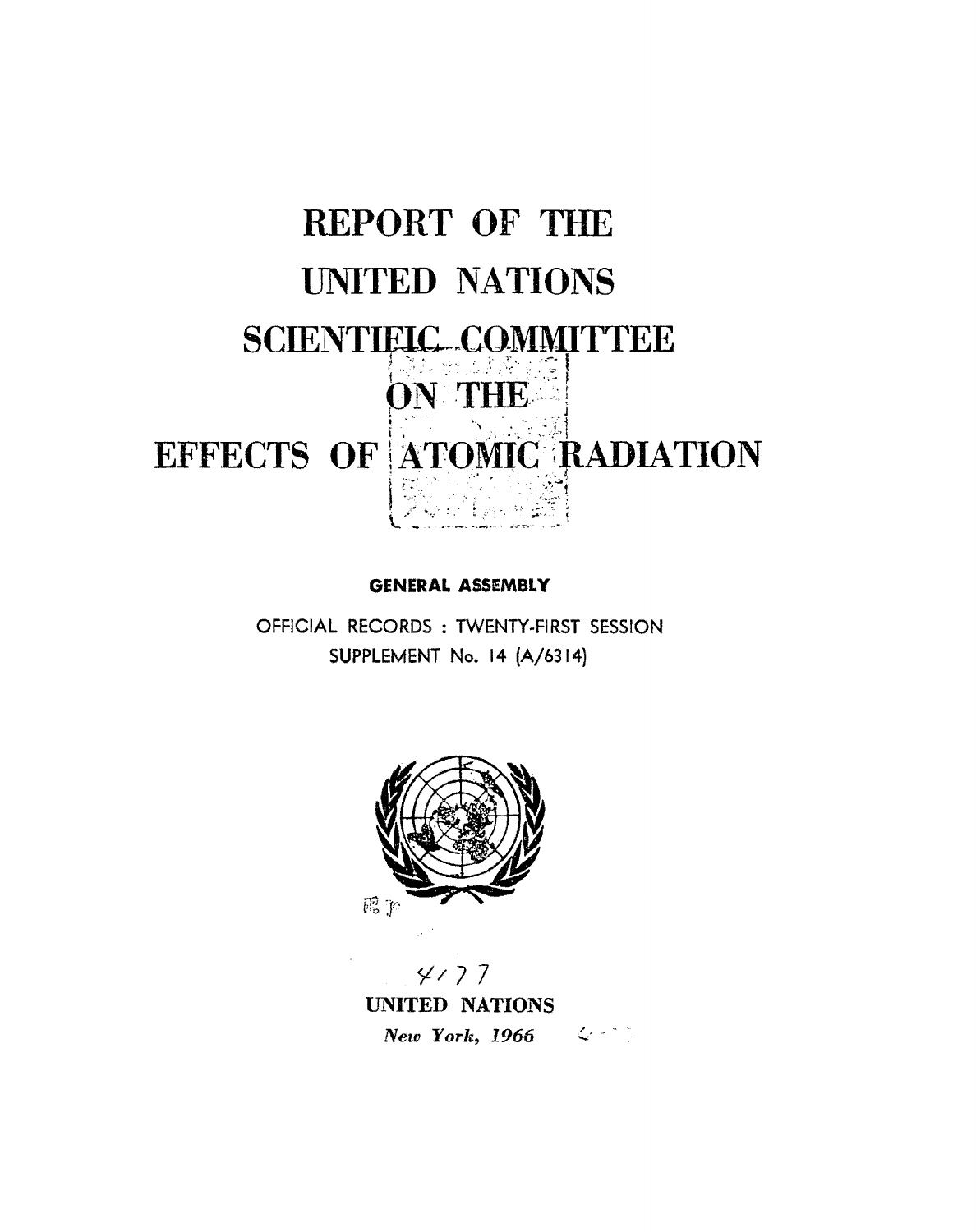# REPORT OF THE UNITED NATIONS SCIENTIFIC COMMITTEE ON THE EFFECTS OF ATOMIC RADIATION

GENERAL ASSEMBLY

OFFICIAL RECORDS : TWENTY-FIRST SESSION

SUPPLEMENT No. 14 (A/6314)

UNITED NATIONS

*New York, 1966*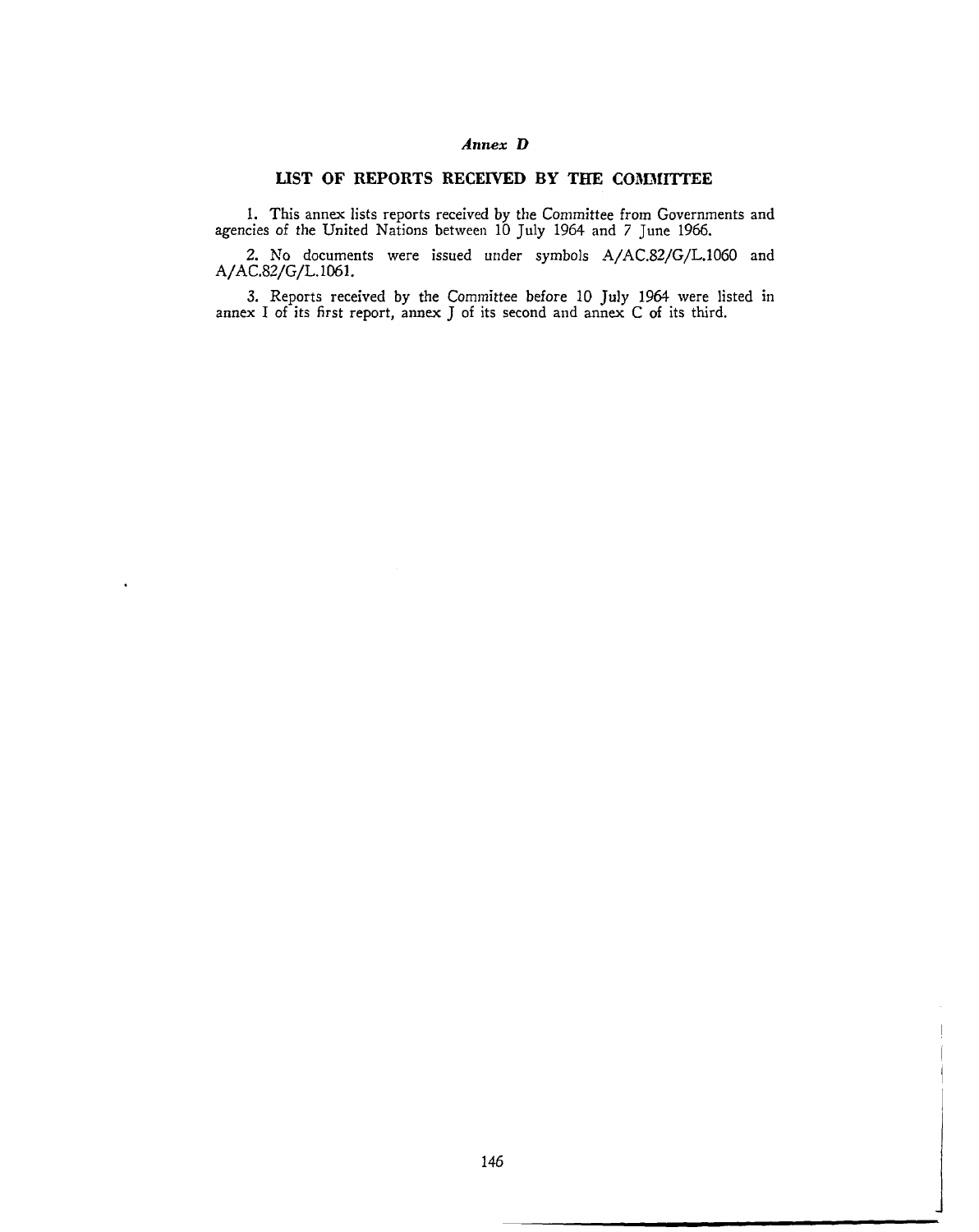*Annex D*

## LIST OF REPORTS RECEIVED BY THE COMMITTEE

1. This annex lists reports received by the Committee from Governments and agencies of the United Nations between 10 July 1964 and 7 June 1966.

2. No documents were issued under symbols A/AC.82/G/L.1060 and A/AC.82/G/L.1061.

3. Reports received by the Committee before 10 July 1964 were listed in annex I of its first report, annex J of its second and annex C of its third.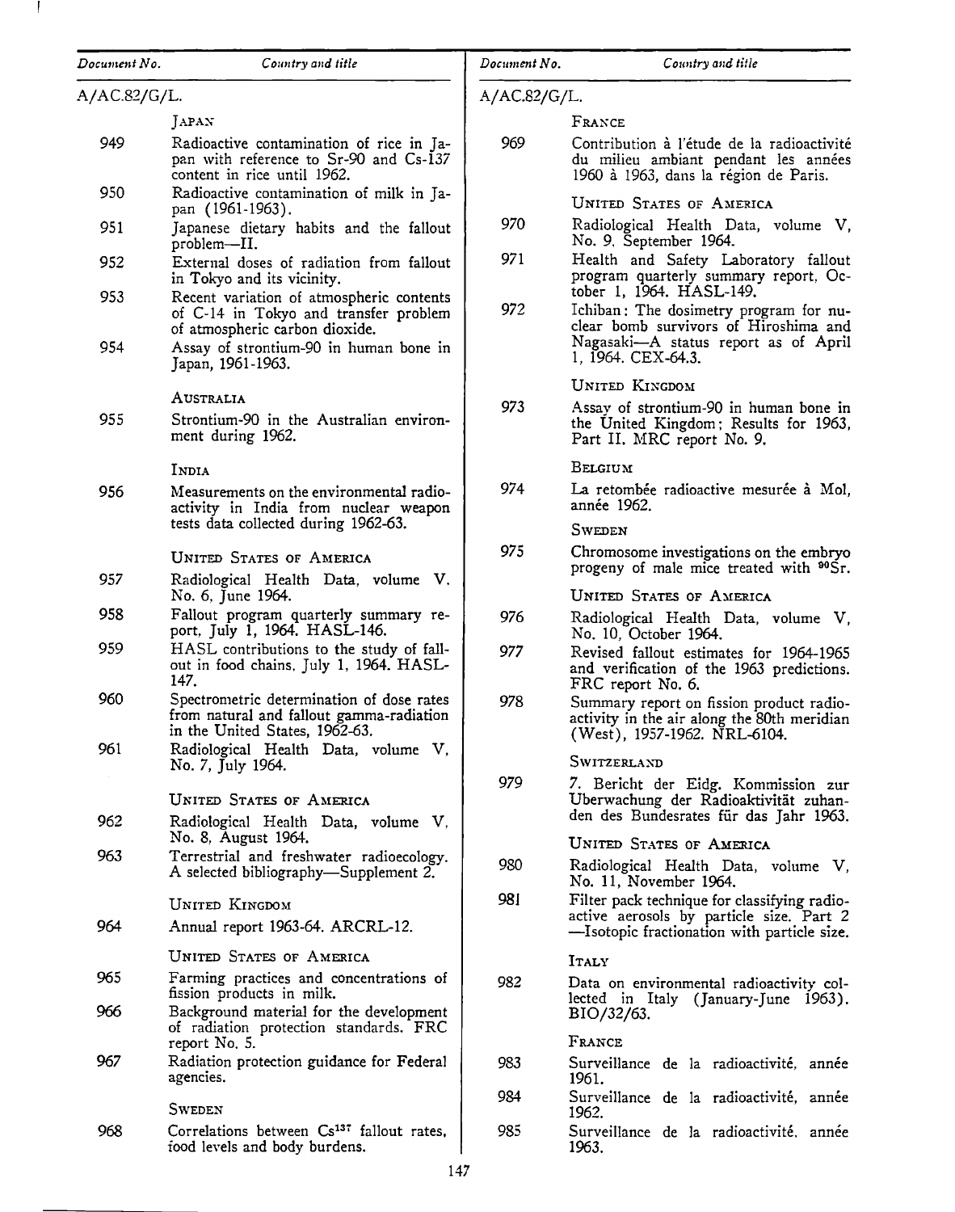| Document No. | Country and title |
|---|---|
| A/AC.82/G/L. | |
| | JAPAN |
| 949 | Radioactive contamination of rice in Japan with reference to Sr-90 and Cs-137 content in rice until 1962. |
| 950 | Radioactive contamination of milk in Japan (1961-1963). |
| 951 | Japanese dietary habits and the fallout problem—II. |
| 952 | External doses of radiation from fallout in Tokyo and its vicinity. |
| 953 | Recent variation of atmospheric contents of C-14 in Tokyo and transfer problem of atmospheric carbon dioxide. |
| 954 | Assay of strontium-90 in human bone in Japan, 1961-1963. |
| | AUSTRALIA |
| 955 | Strontium-90 in the Australian environment during 1962. |
| | INDIA |
| 956 | Measurements on the environmental radioactivity in India from nuclear weapon tests data collected during 1962-63. |
| | UNITED STATES OF AMERICA |
| 957 | Radiological Health Data, volume V. No. 6, June 1964. |
| 958 | Fallout program quarterly summary report, July 1, 1964. HASL-146. |
| 959 | HASL contributions to the study of fallout in food chains, July 1, 1964. HASL-147. |
| 960 | Spectrometric determination of dose rates from natural and fallout gamma-radiation in the United States, 1962-63. |
| 961 | Radiological Health Data, volume V, No. 7, July 1964. |
| | UNITED STATES OF AMERICA |
| 962 | Radiological Health Data, volume V, No. 8, August 1964. |
| 963 | Terrestrial and freshwater radioecology. A selected bibliography—Supplement 2. |
| | UNITED KINGDOM |
| 964 | Annual report 1963-64. ARCRL-12. |
| | UNITED STATES OF AMERICA |
| 965 | Farming practices and concentrations of fission products in milk. |
| 966 | Background material for the development of radiation protection standards. FRC report No. 5. |
| 967 | Radiation protection guidance for Federal agencies. |
| | SWEDEN |
| 968 | Correlations between $Cs^{137}$ fallout rates, food levels and body burdens. |
| | FRANCE |
| 969 | Contribution à l'étude de la radioactivité du milieu ambiant pendant les années 1960 à 1963, dans la région de Paris. |
| | UNITED STATES OF AMERICA |
| 970 | Radiological Health Data, volume V, No. 9, September 1964. |
| 971 | Health and Safety Laboratory fallout program quarterly summary report, October 1, 1964. HASL-149. |
| 972 | Ichiban: The dosimetry program for nuclear bomb survivors of Hiroshima and Nagasaki—A status report as of April 1, 1964. CEX-64.3. |
| | UNITED KINGDOM |
| 973 | Assay of strontium-90 in human bone in the United Kingdom; Results for 1963, Part II. MRC report No. 9. |
| | BELGIUM |
| 974 | La retombée radioactive mesurée à Mol, année 1962. |
| | SWEDEN |
| 975 | Chromosome investigations on the embryo progeny of male mice treated with $^{90}Sr$. |
| | UNITED STATES OF AMERICA |
| 976 | Radiological Health Data, volume V, No. 10, October 1964. |
| 977 | Revised fallout estimates for 1964-1965 and verification of the 1963 predictions. FRC report No. 6. |
| 978 | Summary report on fission product radioactivity in the air along the 80th meridian (West), 1957-1962. NRL-6104. |
| | SWITZERLAND |
| 979 | 7. Bericht der Eidg. Kommission zur Überwachung der Radioaktivität zuhanden des Bundesrates für das Jahr 1963. |
| | UNITED STATES OF AMERICA |
| 980 | Radiological Health Data, volume V, No. 11, November 1964. |
| 981 | Filter pack technique for classifying radioactive aerosols by particle size. Part 2—Isotopic fractionation with particle size. |
| | ITALY |
| 982 | Data on environmental radioactivity collected in Italy (January-June 1963). BIO/32/63. |
| | FRANCE |
| 983 | Surveillance de la radioactivité, année 1961. |
| 984 | Surveillance de la radioactivité, année 1962. |
| 985 | Surveillance de la radioactivité, année 1963. |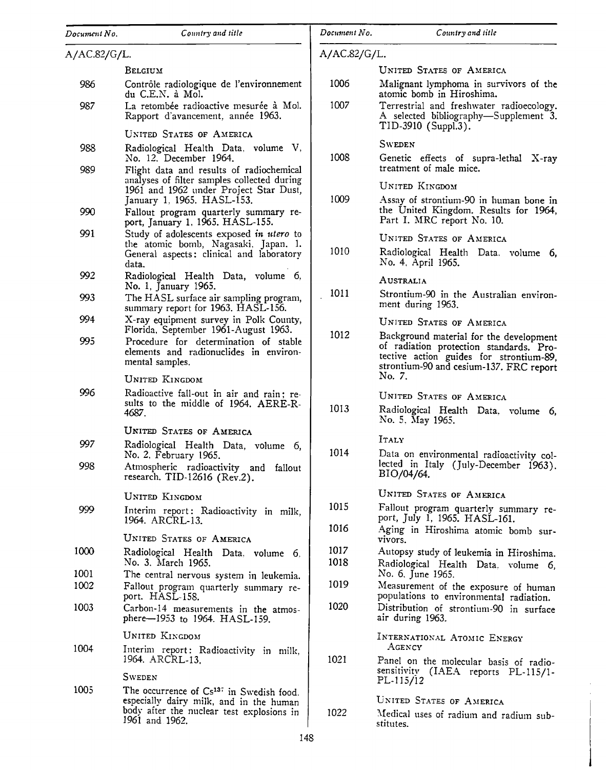| Document No. | Country and title |
|---|---|
| A/AC.82/G/L. | |
| | **Belgium** |
| 986 | Contrôle radiologique de l'environnement du C.E.N. à Mol. |
| 987 | La retombée radioactive mesurée à Mol. Rapport d'avancement, année 1963. |
| | **United States of America** |
| 988 | Radiological Health Data, volume V, No. 12, December 1964. |
| 989 | Flight data and results of radiochemical analyses of filter samples collected during 1961 and 1962 under Project Star Dust, January 1, 1965. HASL-153. |
| 990 | Fallout program quarterly summary report, January 1, 1965. HASL-155. |
| 991 | Study of adolescents exposed *in utero* to the atomic bomb, Nagasaki, Japan. 1. General aspects: clinical and laboratory data. |
| 992 | Radiological Health Data, volume 6, No. 1, January 1965. |
| 993 | The HASL surface air sampling program, summary report for 1963. HASL-156. |
| 994 | X-ray equipment survey in Polk County, Florida, September 1961-August 1963. |
| 995 | Procedure for determination of stable elements and radionuclides in environmental samples. |
| | **United Kingdom** |
| 996 | Radioactive fall-out in air and rain; results to the middle of 1964. AERE-R-4687. |
| | **United States of America** |
| 997 | Radiological Health Data, volume 6, No. 2, February 1965. |
| 998 | Atmospheric radioactivity and fallout research. TID-12616 (Rev.2). |
| | **United Kingdom** |
| 999 | Interim report: Radioactivity in milk, 1964. ARCRL-13. |
| | **United States of America** |
| 1000 | Radiological Health Data, volume 6, No. 3, March 1965. |
| 1001 | The central nervous system in leukemia. |
| 1002 | Fallout program quarterly summary report. HASL-158. |
| 1003 | Carbon-14 measurements in the atmosphere—1953 to 1964. HASL-159. |
| | **United Kingdom** |
| 1004 | Interim report: Radioactivity in milk, 1964. ARCRL-13. |
| | **Sweden** |
| 1005 | The occurrence of $Cs^{137}$ in Swedish food, especially dairy milk, and in the human body after the nuclear test explosions in 1961 and 1962. |
| | **United States of America** |
| 1006 | Malignant lymphoma in survivors of the atomic bomb in Hiroshima. |
| 1007 | Terrestrial and freshwater radioecology. A selected bibliography—Supplement 3. TID-3910 (Suppl.3). |
| | **Sweden** |
| 1008 | Genetic effects of supra-lethal X-ray treatment of male mice. |
| | **United Kingdom** |
| 1009 | Assay of strontium-90 in human bone in the United Kingdom. Results for 1964, Part I. MRC report No. 10. |
| | **United States of America** |
| 1010 | Radiological Health Data, volume 6, No. 4, April 1965. |
| | **Australia** |
| 1011 | Strontium-90 in the Australian environment during 1963. |
| | **United States of America** |
| 1012 | Background material for the development of radiation protection standards. Protective action guides for strontium-89, strontium-90 and cesium-137. FRC report No. 7. |
| | **United States of America** |
| 1013 | Radiological Health Data, volume 6, No. 5, May 1965. |
| | **Italy** |
| 1014 | Data on environmental radioactivity collected in Italy (July-December 1963). BIO/04/64. |
| | **United States of America** |
| 1015 | Fallout program quarterly summary report, July 1, 1965. HASL-161. |
| 1016 | Aging in Hiroshima atomic bomb survivors. |
| 1017 | Autopsy study of leukemia in Hiroshima. |
| 1018 | Radiological Health Data, volume 6, No. 6, June 1965. |
| 1019 | Measurement of the exposure of human populations to environmental radiation. |
| 1020 | Distribution of strontium-90 in surface air during 1963. |
| | **International Atomic Energy Agency** |
| 1021 | Panel on the molecular basis of radiosensitivity (IAEA reports PL-115/1-PL-115/12 |
| | **United States of America** |
| 1022 | Medical uses of radium and radium substitutes. |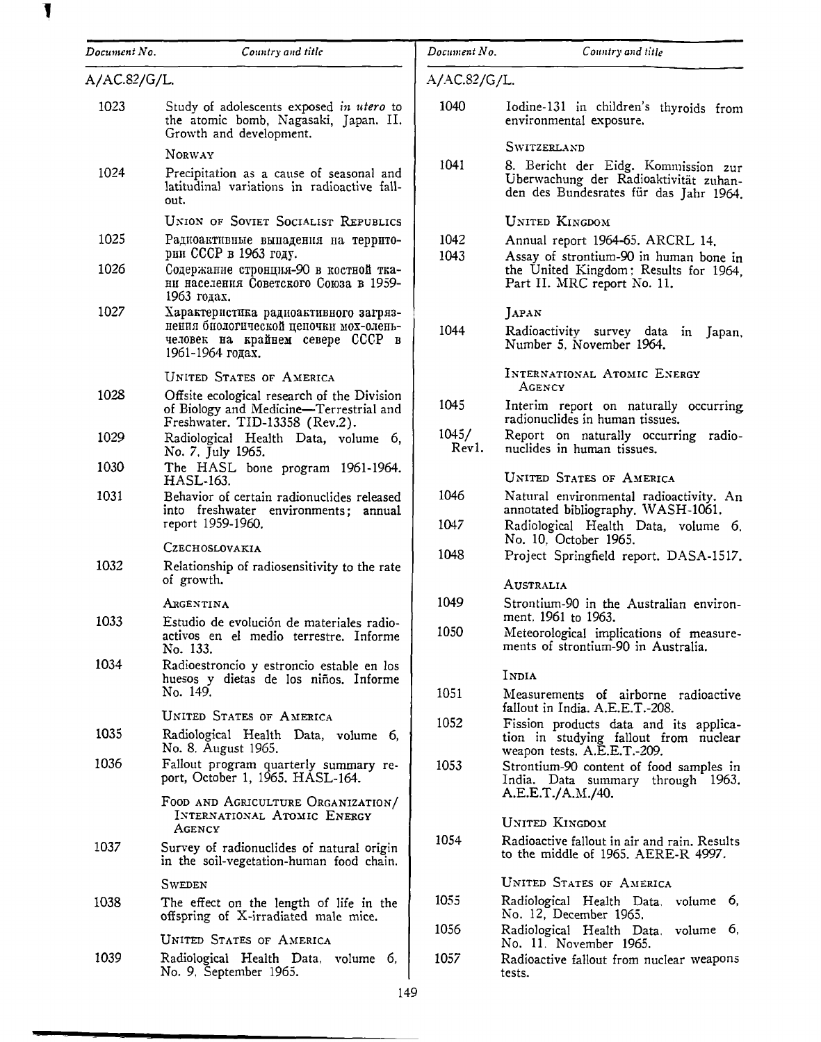| Document No. | Country and title |
| --- | --- |
| A/AC.82/G/L. | |
| 1023 | Study of adolescents exposed *in utero* to the atomic bomb, Nagasaki, Japan. II. Growth and development. |
| | NORWAY |
| 1024 | Precipitation as a cause of seasonal and latitudinal variations in radioactive fall-out. |
| | UNION OF SOVIET SOCIALIST REPUBLICS |
| 1025 | Радиоактивные выпадения на территории СССР в 1963 году. |
| 1026 | Содержание стронция-90 в костной ткани населения Советского Союза в 1959-1963 годах. |
| 1027 | Характеристика радиоактивного загрязнения биологической цепочки мох-олень-человек на крайнем севере СССР в 1961-1964 годах. |
| | UNITED STATES OF AMERICA |
| 1028 | Offsite ecological research of the Division of Biology and Medicine—Terrestrial and Freshwater. TID-13358 (Rev.2). |
| 1029 | Radiological Health Data, volume 6, No. 7, July 1965. |
| 1030 | The HASL bone program 1961-1964. HASL-163. |
| 1031 | Behavior of certain radionuclides released into freshwater environments; annual report 1959-1960. |
| | CZECHOSLOVAKIA |
| 1032 | Relationship of radiosensitivity to the rate of growth. |
| | ARGENTINA |
| 1033 | Estudio de evolución de materiales radioactivos en el medio terrestre. Informe No. 133. |
| 1034 | Radioestroncio y estroncio estable en los huesos y dietas de los niños. Informe No. 149. |
| | UNITED STATES OF AMERICA |
| 1035 | Radiological Health Data, volume 6, No. 8, August 1965. |
| 1036 | Fallout program quarterly summary report, October 1, 1965. HASL-164. |
| | FOOD AND AGRICULTURE ORGANIZATION/ INTERNATIONAL ATOMIC ENERGY AGENCY |
| 1037 | Survey of radionuclides of natural origin in the soil-vegetation-human food chain. |
| | SWEDEN |
| 1038 | The effect on the length of life in the offspring of X-irradiated male mice. |
| | UNITED STATES OF AMERICA |
| 1039 | Radiological Health Data, volume 6, No. 9, September 1965. |
| 1040 | Iodine-131 in children's thyroids from environmental exposure. |
| | SWITZERLAND |
| 1041 | 8. Bericht der Eidg. Kommission zur Überwachung der Radioaktivität zuhanden des Bundesrates für das Jahr 1964. |
| | UNITED KINGDOM |
| 1042 | Annual report 1964-65. ARCRL 14. |
| 1043 | Assay of strontium-90 in human bone in the United Kingdom: Results for 1964, Part II. MRC report No. 11. |
| | JAPAN |
| 1044 | Radioactivity survey data in Japan, Number 5, November 1964. |
| | INTERNATIONAL ATOMIC ENERGY AGENCY |
| 1045 | Interim report on naturally occurring radionuclides in human tissues. |
| 1045/ Rev1. | Report on naturally occurring radionuclides in human tissues. |
| | UNITED STATES OF AMERICA |
| 1046 | Natural environmental radioactivity. An annotated bibliography. WASH-1061. |
| 1047 | Radiological Health Data, volume 6, No. 10, October 1965. |
| 1048 | Project Springfield report. DASA-1517. |
| | AUSTRALIA |
| 1049 | Strontium-90 in the Australian environment, 1961 to 1963. |
| 1050 | Meteorological implications of measurements of strontium-90 in Australia. |
| | INDIA |
| 1051 | Measurements of airborne radioactive fallout in India. A.E.E.T.-208. |
| 1052 | Fission products data and its application in studying fallout from nuclear weapon tests. A.E.E.T.-209. |
| 1053 | Strontium-90 content of food samples in India. Data summary through 1963. A.E.E.T./A.M./40. |
| | UNITED KINGDOM |
| 1054 | Radioactive fallout in air and rain. Results to the middle of 1965. AERE-R 4997. |
| | UNITED STATES OF AMERICA |
| 1055 | Radiological Health Data, volume 6, No. 12, December 1965. |
| 1056 | Radiological Health Data, volume 6, No. 11, November 1965. |
| 1057 | Radioactive fallout from nuclear weapons tests. |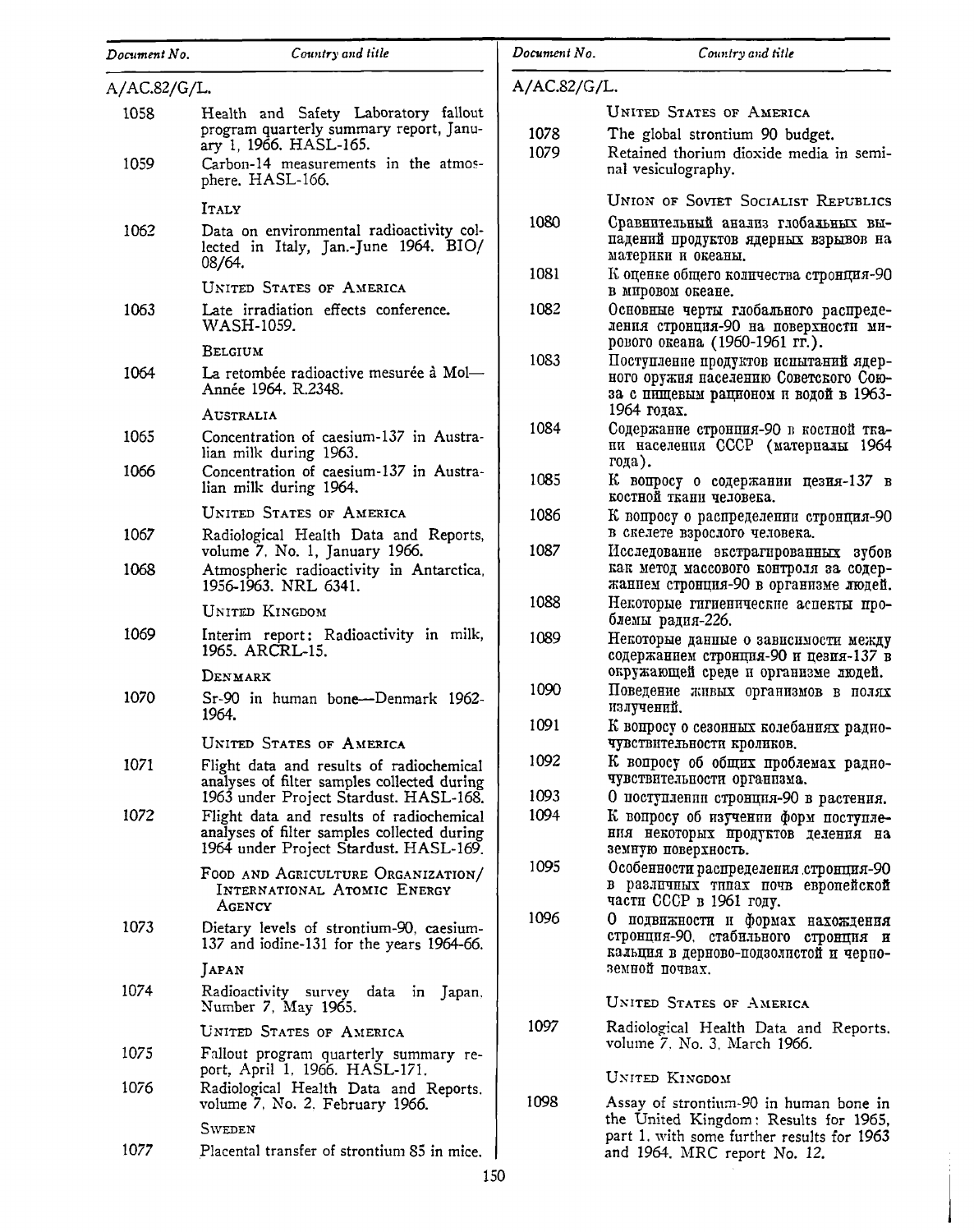| Document No. | Country and title |
|---|---|
| A/AC.82/G/L. | |
| 1058 | Health and Safety Laboratory fallout program quarterly summary report, January 1, 1966. HASL-165. |
| 1059 | Carbon-14 measurements in the atmosphere. HASL-166. |
| | ITALY |
| 1062 | Data on environmental radioactivity collected in Italy, Jan.-June 1964. BIO/08/64. |
| | UNITED STATES OF AMERICA |
| 1063 | Late irradiation effects conference. WASH-1059. |
| | BELGIUM |
| 1064 | La retombée radioactive mesurée à Mol—Année 1964. R.2348. |
| | AUSTRALIA |
| 1065 | Concentration of caesium-137 in Australian milk during 1963. |
| 1066 | Concentration of caesium-137 in Australian milk during 1964. |
| | UNITED STATES OF AMERICA |
| 1067 | Radiological Health Data and Reports, volume 7, No. 1, January 1966. |
| 1068 | Atmospheric radioactivity in Antarctica, 1956-1963. NRL 6341. |
| | UNITED KINGDOM |
| 1069 | Interim report: Radioactivity in milk, 1965. ARCRL-15. |
| | DENMARK |
| 1070 | Sr-90 in human bone—Denmark 1962-1964. |
| | UNITED STATES OF AMERICA |
| 1071 | Flight data and results of radiochemical analyses of filter samples collected during 1963 under Project Stardust. HASL-168. |
| 1072 | Flight data and results of radiochemical analyses of filter samples collected during 1964 under Project Stardust. HASL-169. |
| | FOOD AND AGRICULTURE ORGANIZATION/INTERNATIONAL ATOMIC ENERGY AGENCY |
| 1073 | Dietary levels of strontium-90, caesium-137 and iodine-131 for the years 1964-66. |
| | JAPAN |
| 1074 | Radioactivity survey data in Japan, Number 7, May 1965. |
| | UNITED STATES OF AMERICA |
| 1075 | Fallout program quarterly summary report, April 1, 1966. HASL-171. |
| 1076 | Radiological Health Data and Reports, volume 7, No. 2, February 1966. |
| | SWEDEN |
| 1077 | Placental transfer of strontium 85 in mice. |
| | UNITED STATES OF AMERICA |
| 1078 | The global strontium 90 budget. |
| 1079 | Retained thorium dioxide media in seminal vesiculography. |
| | UNION OF SOVIET SOCIALIST REPUBLICS |
| 1080 | Сравнительный анализ глобальных выпадений продуктов ядерных взрывов на материки и океаны. |
| 1081 | К оценке общего количества стронция-90 в мировом океане. |
| 1082 | Основные черты глобального распределения стронция-90 на поверхности мирового океана (1960-1961 гг.). |
| 1083 | Поступление продуктов испытаний ядерного оружия населению Советского Союза с пищевым рационом и водой в 1963-1964 годах. |
| 1084 | Содержание стронция-90 в костной ткани населения СССР (материалы 1964 года). |
| 1085 | К вопросу о содержании цезия-137 в костной ткани человека. |
| 1086 | К вопросу о распределении стронция-90 в скелете взрослого человека. |
| 1087 | Исследование экстрагированных зубов как метод массового контроля за содержанием стронция-90 в организме людей. |
| 1088 | Некоторые гигиенические аспекты проблемы радия-226. |
| 1089 | Некоторые данные о зависимости между содержанием стронция-90 и цезия-137 в окружающей среде и организме людей. |
| 1090 | Поведение живых организмов в полях излучений. |
| 1091 | К вопросу о сезонных колебаниях радиочувствительности кроликов. |
| 1092 | К вопросу об общих проблемах радиочувствительности организма. |
| 1093 | О поступлении стронция-90 в растения. |
| 1094 | К вопросу об изучении форм поступления некоторых продуктов деления на земную поверхность. |
| 1095 | Особенности распределения стронция-90 в различных типах почв европейской части СССР в 1961 году. |
| 1096 | О подвижности и формах нахождения стронция-90, стабильного стронция и кальция в дерново-подзолистой и черноземной почвах. |
| | UNITED STATES OF AMERICA |
| 1097 | Radiological Health Data and Reports, volume 7, No. 3, March 1966. |
| | UNITED KINGDOM |
| 1098 | Assay of strontium-90 in human bone in the United Kingdom: Results for 1965, part 1, with some further results for 1963 and 1964. MRC report No. 12. |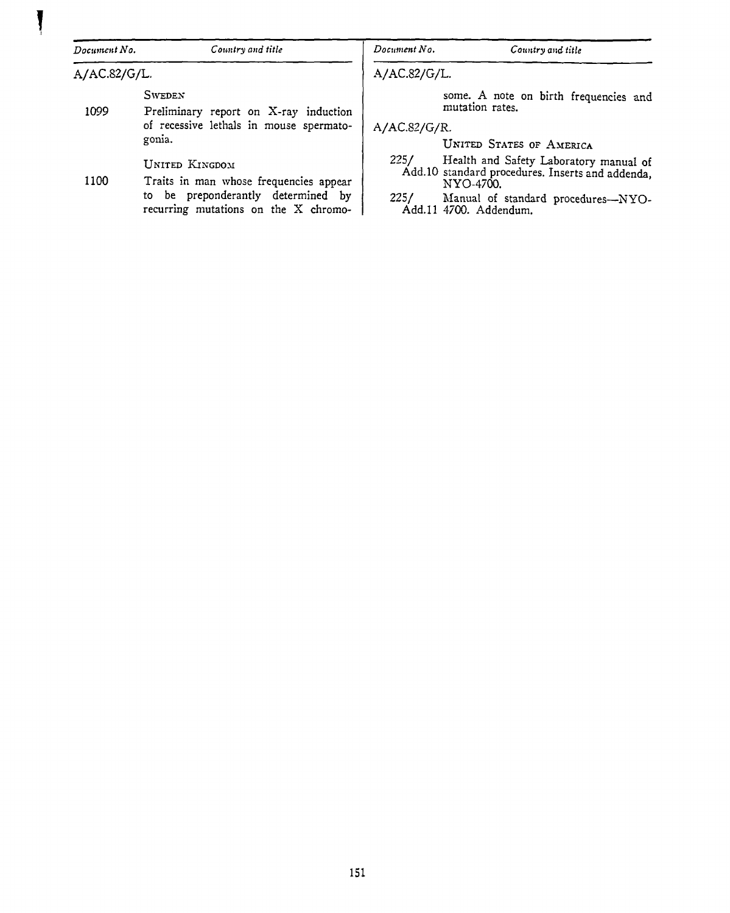| Document No. | Country and title |
|---|---|
| A/AC.82/G/L. | |
| | SWEDEN |
| 1099 | Preliminary report on X-ray induction of recessive lethals in mouse spermatogonia. |
| | UNITED KINGDOM |
| 1100 | Traits in man whose frequencies appear to be preponderantly determined by recurring mutations on the X chromosome. A note on birth frequencies and mutation rates. |
| A/AC.82/G/R. | |
| | UNITED STATES OF AMERICA |
| 225/ Add.10 | Health and Safety Laboratory manual of standard procedures. Inserts and addenda, NYO-4700. |
| 225/ Add.11 | Manual of standard procedures—NYO-4700. Addendum. |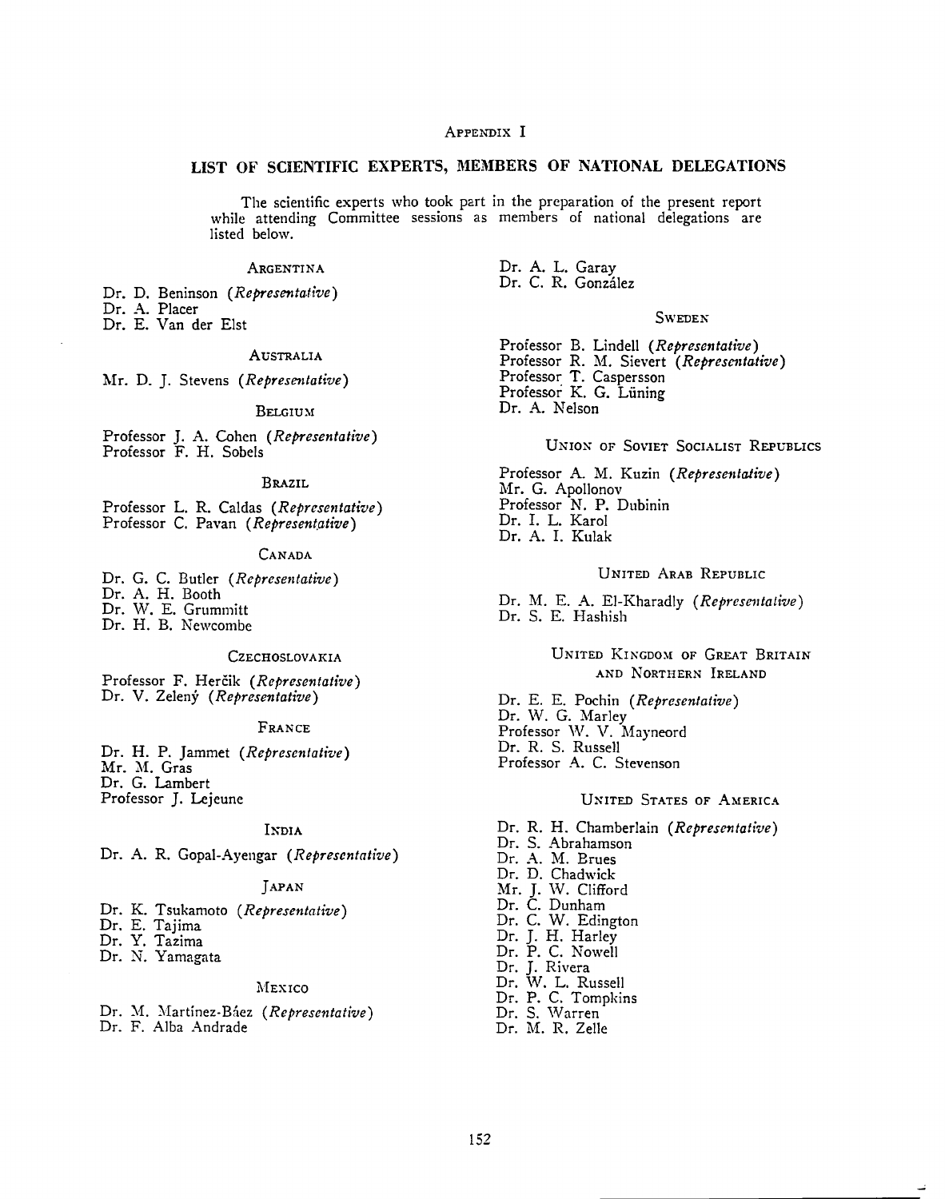APPENDIX I

## LIST OF SCIENTIFIC EXPERTS, MEMBERS OF NATIONAL DELEGATIONS

The scientific experts who took part in the preparation of the present report while attending Committee sessions as members of national delegations are listed below.

### ARGENTINA

Dr. D. Beninson (*Representative*)
Dr. A. Placer
Dr. E. Van der Elst

### AUSTRALIA

Mr. D. J. Stevens (*Representative*)

### BELGIUM

Professor J. A. Cohen (*Representative*)
Professor F. H. Sobels

### BRAZIL

Professor L. R. Caldas (*Representative*)
Professor C. Pavan (*Representative*)

### CANADA

Dr. G. C. Butler (*Representative*)
Dr. A. H. Booth
Dr. W. E. Grummitt
Dr. H. B. Newcombe

### CZECHOSLOVAKIA

Professor F. Herčík (*Representative*)
Dr. V. Zelený (*Representative*)

### FRANCE

Dr. H. P. Jammet (*Representative*)
Mr. M. Gras
Dr. G. Lambert
Professor J. Lejeune

### INDIA

Dr. A. R. Gopal-Ayengar (*Representative*)

### JAPAN

Dr. K. Tsukamoto (*Representative*)
Dr. E. Tajima
Dr. Y. Tazima
Dr. N. Yamagata

### MEXICO

Dr. M. Martínez-Báez (*Representative*)
Dr. F. Alba Andrade
Dr. A. L. Garay
Dr. C. R. González

### SWEDEN

Professor B. Lindell (*Representative*)
Professor R. M. Sievert (*Representative*)
Professor T. Caspersson
Professor K. G. Lüning
Dr. A. Nelson

### UNION OF SOVIET SOCIALIST REPUBLICS

Professor A. M. Kuzin (*Representative*)
Mr. G. Apollonov
Professor N. P. Dubinin
Dr. I. L. Karol
Dr. A. I. Kulak

### UNITED ARAB REPUBLIC

Dr. M. E. A. El-Kharadly (*Representative*)
Dr. S. E. Hashish

### UNITED KINGDOM OF GREAT BRITAIN AND NORTHERN IRELAND

Dr. E. E. Pochin (*Representative*)
Dr. W. G. Marley
Professor W. V. Mayneord
Dr. R. S. Russell
Professor A. C. Stevenson

### UNITED STATES OF AMERICA

Dr. R. H. Chamberlain (*Representative*)
Dr. S. Abrahamson
Dr. A. M. Brues
Dr. D. Chadwick
Mr. J. W. Clifford
Dr. C. Dunham
Dr. C. W. Edington
Dr. J. H. Harley
Dr. P. C. Nowell
Dr. J. Rivera
Dr. W. L. Russell
Dr. P. C. Tompkins
Dr. S. Warren
Dr. M. R. Zelle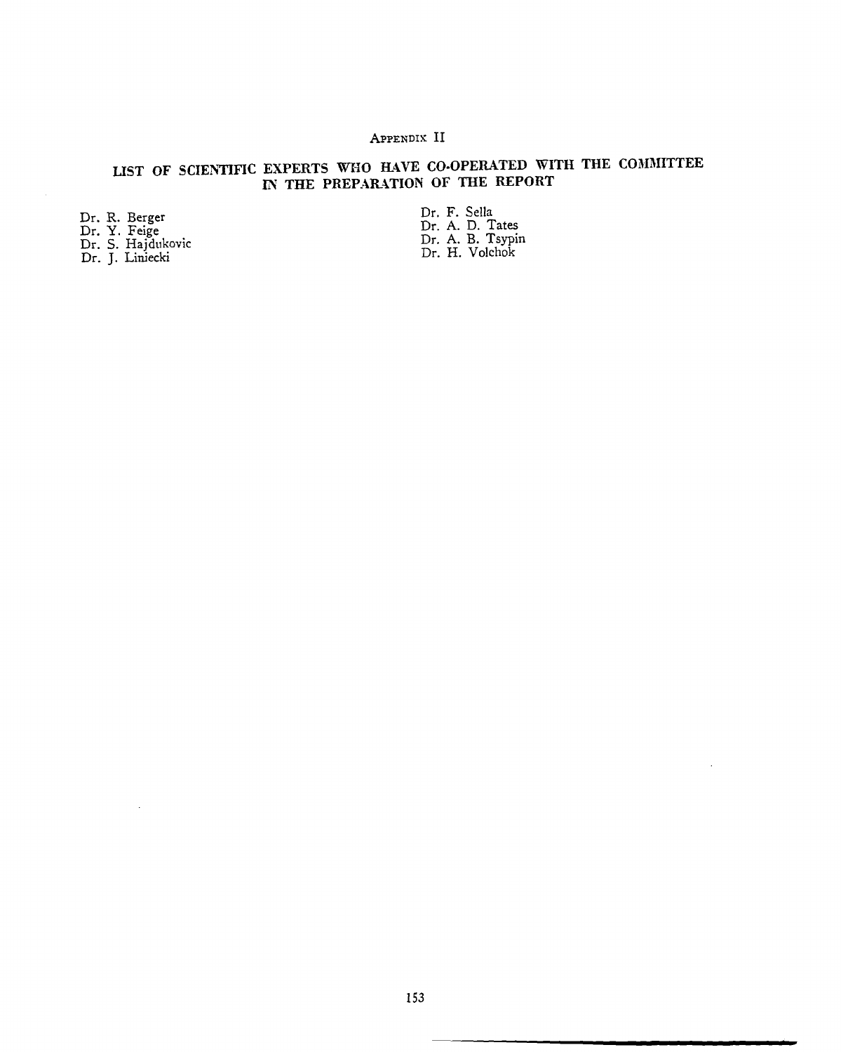APPENDIX II

## LIST OF SCIENTIFIC EXPERTS WHO HAVE CO-OPERATED WITH THE COMMITTEE IN THE PREPARATION OF THE REPORT

Dr. R. Berger
Dr. Y. Feige
Dr. S. Hajdukovic
Dr. J. Liniecki
Dr. F. Sella
Dr. A. D. Tates
Dr. A. B. Tsypin
Dr. H. Volchok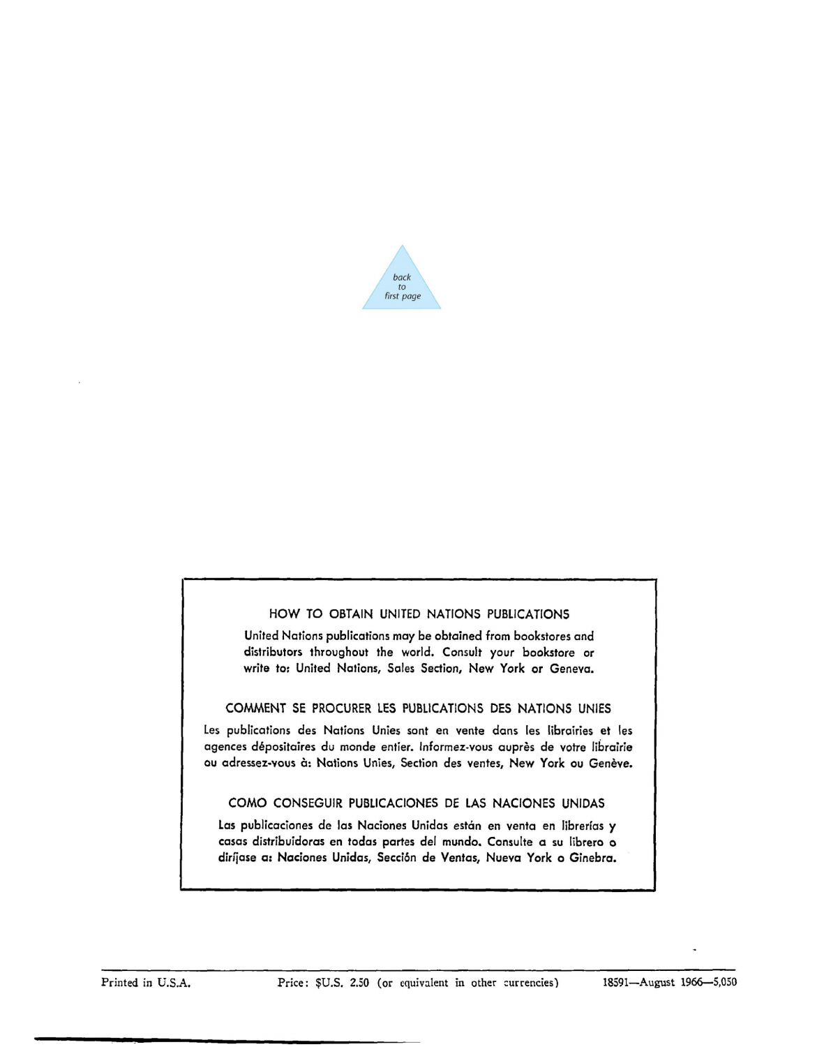back
to
first page

HOW TO OBTAIN UNITED NATIONS PUBLICATIONS

United Nations publications may be obtained from bookstores and distributors throughout the world. Consult your bookstore or write to: United Nations, Sales Section, New York or Geneva.

COMMENT SE PROCURER LES PUBLICATIONS DES NATIONS UNIES

Les publications des Nations Unies sont en vente dans les librairies et les agences dépositaires du monde entier. Informez-vous auprès de votre librairie ou adressez-vous à: Nations Unies, Section des ventes, New York ou Genève.

COMO CONSEGUIR PUBLICACIONES DE LAS NACIONES UNIDAS

Las publicaciones de las Naciones Unidas están en venta en librerías y casas distribuidoras en todas partes del mundo. Consulte a su librero o diríjase a: Naciones Unidas, Sección de Ventas, Nueva York o Ginebra.

Printed in U.S.A. Price: $U.S. 2.50 (or equivalent in other currencies) 18591—August 1966—5,050